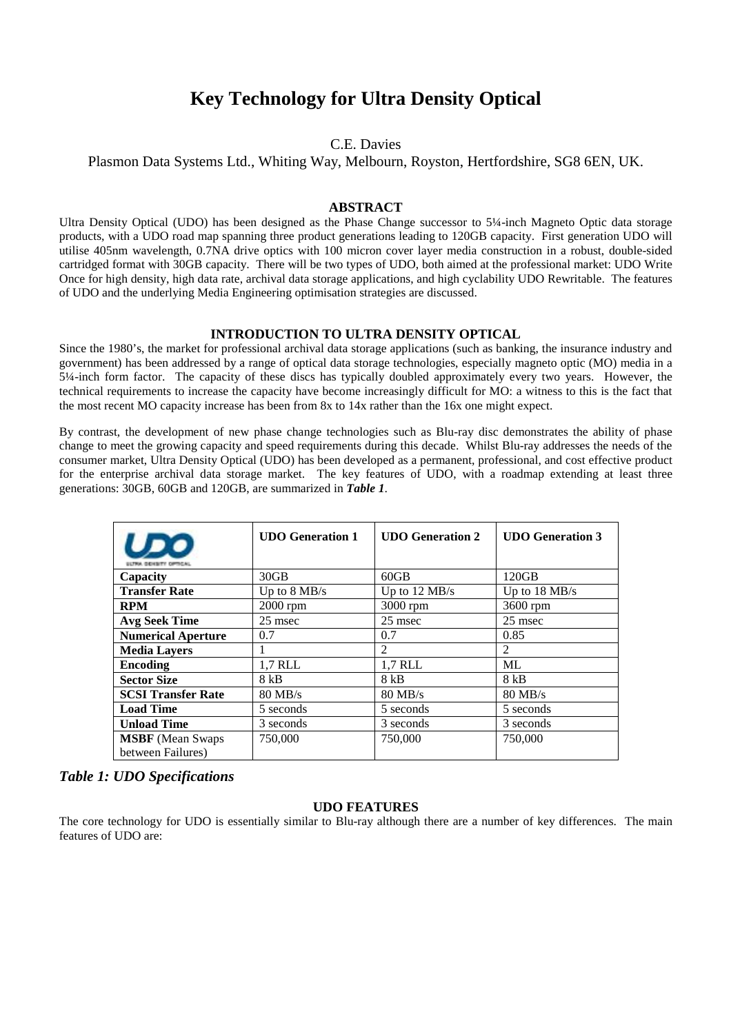# Key Technology for Ultra Density Optical

C.E. Davies

Plasmon Data Systems Ltd., Whiting Way, Melbourn, Royston, Hertfordshire, SG8 6EN, UK.

## ABSTRACT

Ultra Density Optical (UDO) has been designed as the Phase Change successor to 5¼-inch Magneto Optic data storage products, with a UDO road map spanning three product generations leading to 120GB capacity. First generation UDO will utilise 405nm wavelength, 0.7NA drive optics with 100 micron cover layer media construction in a robust, double-sided cartridged format with 30GB capacity. There will be two types of UDO, both aimed at the professional market: UDO Write Once for high density, high data rate, archival data storage applications, and high cyclability UDO Rewritable. The features of UDO and the underlying Media Engineering optimisation strategies are discussed.

## INTRODUCTION TO ULTRA DENSITY OPTICAL

Since the 1980's, the market for professional archival data storage applications (such as banking, the insurance industry and government) has been addressed by a range of optical data storage technologies, especially magneto optic (MO) media in a 5¼-inch form factor. The capacity of these discs has typically doubled approximately every two years. However, the technical requirements to increase the capacity have become increasingly difficult for MO: a witness to this is the fact that the most recent MO capacity increase has been from 8x to 14x rather than the 16x one might expect.

By contrast, the development of new phase change technologies such as Blu-ray disc demonstrates the ability of phase change to meet the growing capacity and speed requirements during this decade. Whilst Blu-ray addresses the needs of the consumer market, Ultra Density Optical (UDO) has been developed as a permanent, professional, and cost effective product for the enterprise archival data storage market. The key features of UDO, with a roadmap extending at least three generations: 30GB, 60GB and 120GB, are summarized in ***Table 1***.

| UDO | **UDO Generation 1** | **UDO Generation 2** | **UDO Generation 3** |
|---|---|---|---|
| **Capacity** | 30GB | 60GB | 120GB |
| **Transfer Rate** | Up to 8 MB/s | Up to 12 MB/s | Up to 18 MB/s |
| **RPM** | 2000 rpm | 3000 rpm | 3600 rpm |
| **Avg Seek Time** | 25 msec | 25 msec | 25 msec |
| **Numerical Aperture** | 0.7 | 0.7 | 0.85 |
| **Media Layers** | 1 | 2 | 2 |
| **Encoding** | 1,7 RLL | 1,7 RLL | ML |
| **Sector Size** | 8 kB | 8 kB | 8 kB |
| **SCSI Transfer Rate** | 80 MB/s | 80 MB/s | 80 MB/s |
| **Load Time** | 5 seconds | 5 seconds | 5 seconds |
| **Unload Time** | 3 seconds | 3 seconds | 3 seconds |
| **MSBF** (Mean Swaps between Failures) | 750,000 | 750,000 | 750,000 |

***Table 1: UDO Specifications***

## UDO FEATURES

The core technology for UDO is essentially similar to Blu-ray although there are a number of key differences. The main features of UDO are: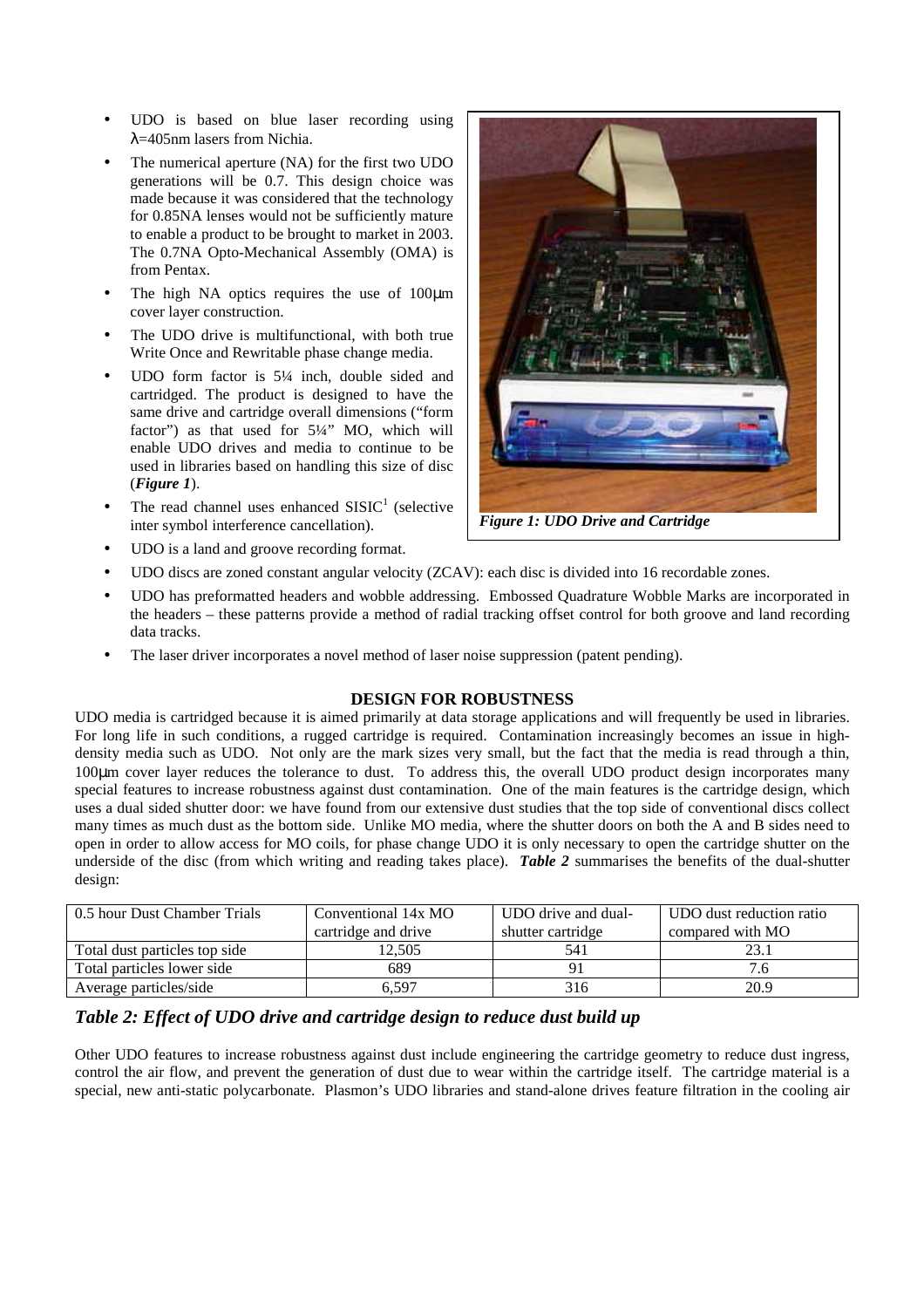- UDO is based on blue laser recording using $\lambda$=405nm lasers from Nichia.
- The numerical aperture (NA) for the first two UDO generations will be 0.7. This design choice was made because it was considered that the technology for 0.85NA lenses would not be sufficiently mature to enable a product to be brought to market in 2003. The 0.7NA Opto-Mechanical Assembly (OMA) is from Pentax.
- The high NA optics requires the use of 100µm cover layer construction.
- The UDO drive is multifunctional, with both true Write Once and Rewritable phase change media.
- UDO form factor is 5¼ inch, double sided and cartridged. The product is designed to have the same drive and cartridge overall dimensions ("form factor") as that used for 5¼" MO, which will enable UDO drives and media to continue to be used in libraries based on handling this size of disc (***Figure 1***).
- The read channel uses enhanced SISIC[1] (selective inter symbol interference cancellation).
- UDO is a land and groove recording format.
- UDO discs are zoned constant angular velocity (ZCAV): each disc is divided into 16 recordable zones.
- UDO has preformatted headers and wobble addressing. Embossed Quadrature Wobble Marks are incorporated in the headers – these patterns provide a method of radial tracking offset control for both groove and land recording data tracks.
- The laser driver incorporates a novel method of laser noise suppression (patent pending).

***Figure 1: UDO Drive and Cartridge***

## DESIGN FOR ROBUSTNESS

UDO media is cartridged because it is aimed primarily at data storage applications and will frequently be used in libraries. For long life in such conditions, a rugged cartridge is required. Contamination increasingly becomes an issue in high-density media such as UDO. Not only are the mark sizes very small, but the fact that the media is read through a thin, 100µm cover layer reduces the tolerance to dust. To address this, the overall UDO product design incorporates many special features to increase robustness against dust contamination. One of the main features is the cartridge design, which uses a dual sided shutter door: we have found from our extensive dust studies that the top side of conventional discs collect many times as much dust as the bottom side. Unlike MO media, where the shutter doors on both the A and B sides need to open in order to allow access for MO coils, for phase change UDO it is only necessary to open the cartridge shutter on the underside of the disc (from which writing and reading takes place). ***Table 2*** summarises the benefits of the dual-shutter design:

| 0.5 hour Dust Chamber Trials | Conventional 14x MO cartridge and drive | UDO drive and dual-shutter cartridge | UDO dust reduction ratio compared with MO |
|---|---|---|---|
| Total dust particles top side | 12,505 | 541 | 23.1 |
| Total particles lower side | 689 | 91 | 7.6 |
| Average particles/side | 6,597 | 316 | 20.9 |

***Table 2: Effect of UDO drive and cartridge design to reduce dust build up***

Other UDO features to increase robustness against dust include engineering the cartridge geometry to reduce dust ingress, control the air flow, and prevent the generation of dust due to wear within the cartridge itself. The cartridge material is a special, new anti-static polycarbonate. Plasmon's UDO libraries and stand-alone drives feature filtration in the cooling air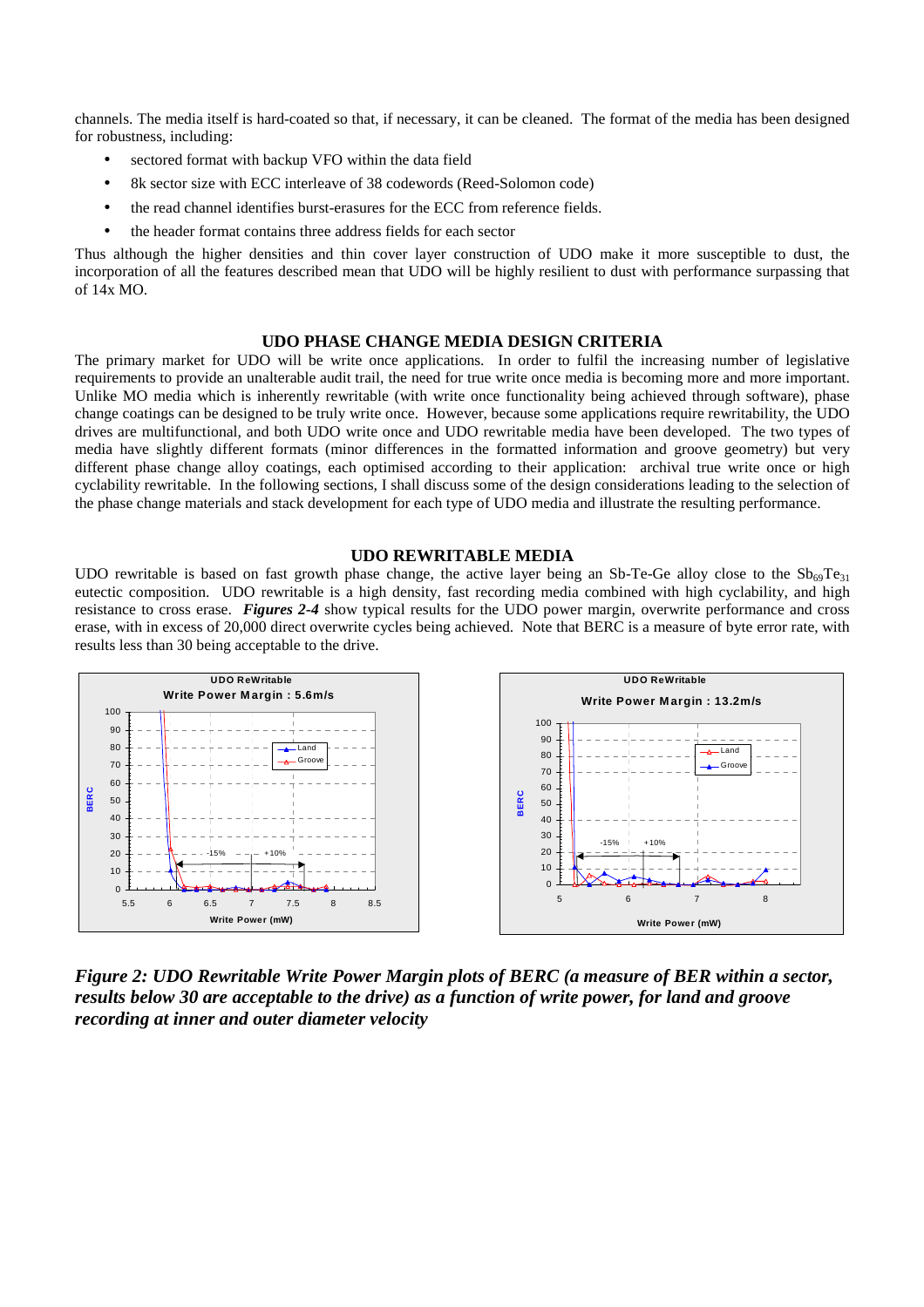channels. The media itself is hard-coated so that, if necessary, it can be cleaned. The format of the media has been designed for robustness, including:

- sectored format with backup VFO within the data field
- 8k sector size with ECC interleave of 38 codewords (Reed-Solomon code)
- the read channel identifies burst-erasures for the ECC from reference fields.
- the header format contains three address fields for each sector

Thus although the higher densities and thin cover layer construction of UDO make it more susceptible to dust, the incorporation of all the features described mean that UDO will be highly resilient to dust with performance surpassing that of 14x MO.

## UDO PHASE CHANGE MEDIA DESIGN CRITERIA

The primary market for UDO will be write once applications. In order to fulfil the increasing number of legislative requirements to provide an unalterable audit trail, the need for true write once media is becoming more and more important. Unlike MO media which is inherently rewritable (with write once functionality being achieved through software), phase change coatings can be designed to be truly write once. However, because some applications require rewritability, the UDO drives are multifunctional, and both UDO write once and UDO rewritable media have been developed. The two types of media have slightly different formats (minor differences in the formatted information and groove geometry) but very different phase change alloy coatings, each optimised according to their application: archival true write once or high cyclability rewritable. In the following sections, I shall discuss some of the design considerations leading to the selection of the phase change materials and stack development for each type of UDO media and illustrate the resulting performance.

## UDO REWRITABLE MEDIA

UDO rewritable is based on fast growth phase change, the active layer being an Sb-Te-Ge alloy close to the $Sb_{69}Te_{31}$ eutectic composition. UDO rewritable is a high density, fast recording media combined with high cyclability, and high resistance to cross erase. ***Figures 2-4*** show typical results for the UDO power margin, overwrite performance and cross erase, with in excess of 20,000 direct overwrite cycles being achieved. Note that BERC is a measure of byte error rate, with results less than 30 being acceptable to the drive.

*Figure 2: UDO Rewritable Write Power Margin plots of BERC (a measure of BER within a sector, results below 30 are acceptable to the drive) as a function of write power, for land and groove recording at inner and outer diameter velocity*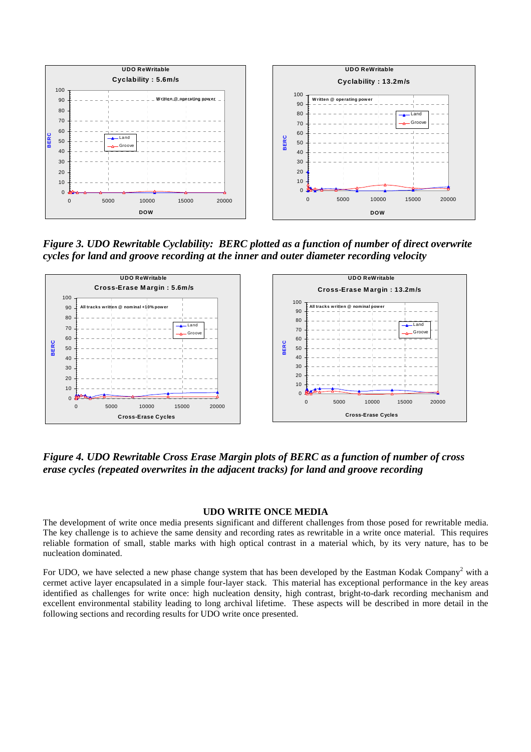*Figure 3. UDO Rewritable Cyclability: BERC plotted as a function of number of direct overwrite cycles for land and groove recording at the inner and outer diameter recording velocity*

*Figure 4. UDO Rewritable Cross Erase Margin plots of BERC as a function of number of cross erase cycles (repeated overwrites in the adjacent tracks) for land and groove recording*

## UDO WRITE ONCE MEDIA

The development of write once media presents significant and different challenges from those posed for rewritable media. The key challenge is to achieve the same density and recording rates as rewritable in a write once material. This requires reliable formation of small, stable marks with high optical contrast in a material which, by its very nature, has to be nucleation dominated.

For UDO, we have selected a new phase change system that has been developed by the Eastman Kodak Company[2] with a cermet active layer encapsulated in a simple four-layer stack. This material has exceptional performance in the key areas identified as challenges for write once: high nucleation density, high contrast, bright-to-dark recording mechanism and excellent environmental stability leading to long archival lifetime. These aspects will be described in more detail in the following sections and recording results for UDO write once presented.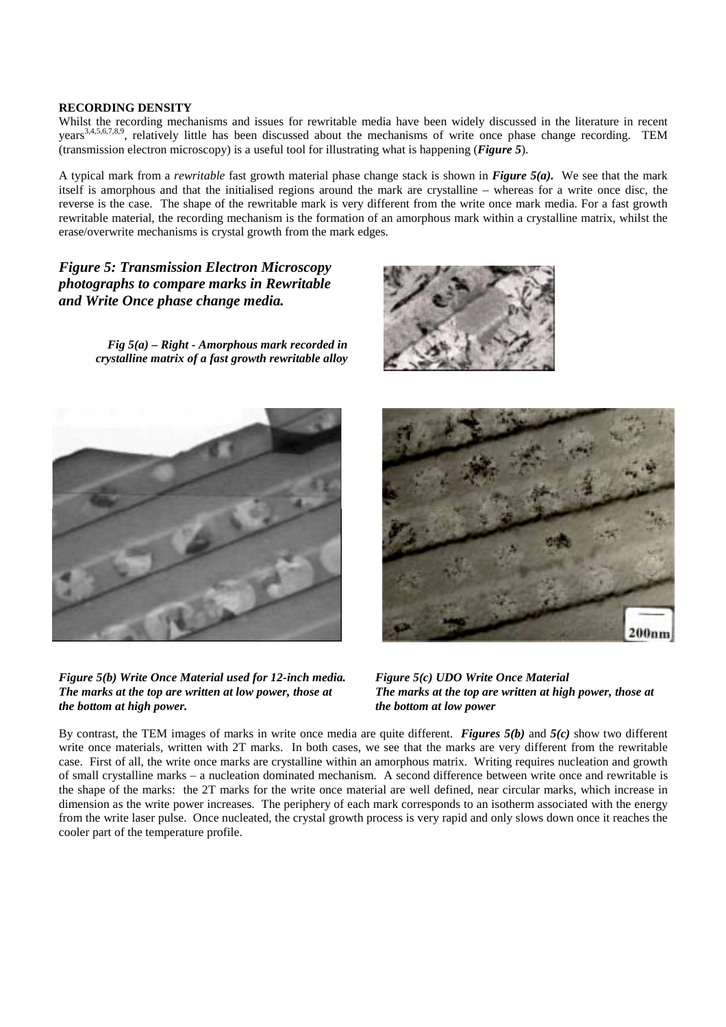**RECORDING DENSITY**

Whilst the recording mechanisms and issues for rewritable media have been widely discussed in the literature in recent years[3,4,5,6,7,8,9], relatively little has been discussed about the mechanisms of write once phase change recording. TEM (transmission electron microscopy) is a useful tool for illustrating what is happening (***Figure 5***).

A typical mark from a *rewritable* fast growth material phase change stack is shown in ***Figure 5(a).*** We see that the mark itself is amorphous and that the initialised regions around the mark are crystalline – whereas for a write once disc, the reverse is the case. The shape of the rewritable mark is very different from the write once mark media. For a fast growth rewritable material, the recording mechanism is the formation of an amorphous mark within a crystalline matrix, whilst the erase/overwrite mechanisms is crystal growth from the mark edges.

***Figure 5: Transmission Electron Microscopy photographs to compare marks in Rewritable and Write Once phase change media.***

***Fig 5(a) – Right - Amorphous mark recorded in crystalline matrix of a fast growth rewritable alloy***

***Figure 5(b) Write Once Material used for 12-inch media. The marks at the top are written at low power, those at the bottom at high power.***

***Figure 5(c) UDO Write Once Material The marks at the top are written at high power, those at the bottom at low power***

By contrast, the TEM images of marks in write once media are quite different. ***Figures 5(b)*** and ***5(c)*** show two different write once materials, written with 2T marks. In both cases, we see that the marks are very different from the rewritable case. First of all, the write once marks are crystalline within an amorphous matrix. Writing requires nucleation and growth of small crystalline marks – a nucleation dominated mechanism. A second difference between write once and rewritable is the shape of the marks: the 2T marks for the write once material are well defined, near circular marks, which increase in dimension as the write power increases. The periphery of each mark corresponds to an isotherm associated with the energy from the write laser pulse. Once nucleated, the crystal growth process is very rapid and only slows down once it reaches the cooler part of the temperature profile.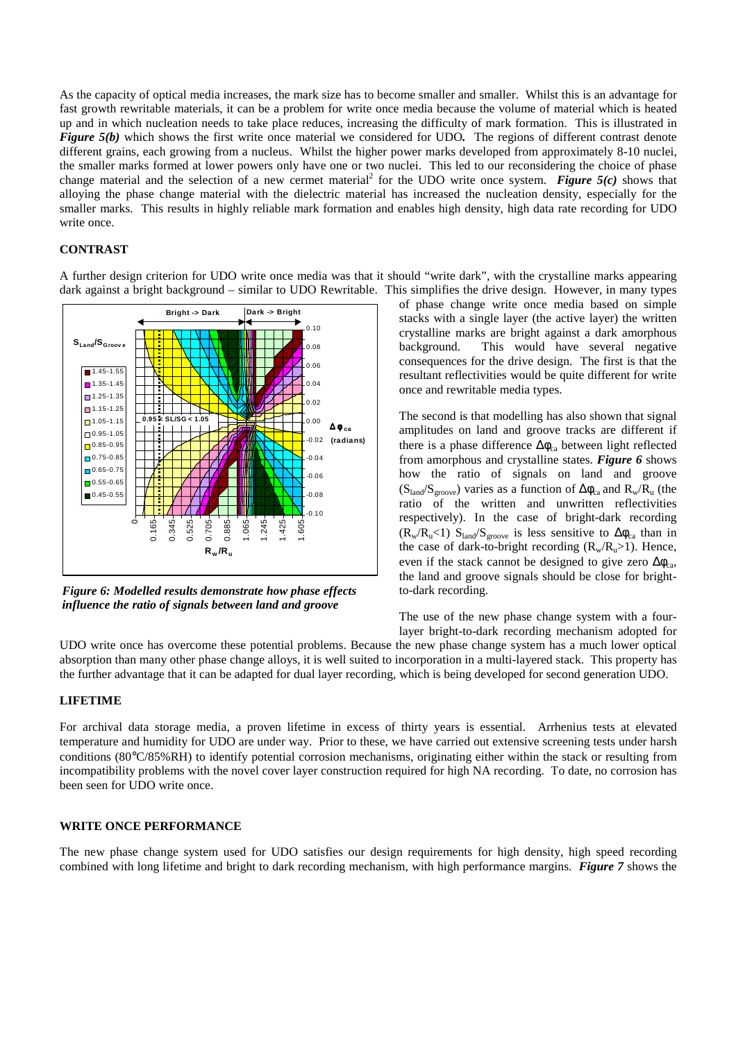As the capacity of optical media increases, the mark size has to become smaller and smaller. Whilst this is an advantage for fast growth rewritable materials, it can be a problem for write once media because the volume of material which is heated up and in which nucleation needs to take place reduces, increasing the difficulty of mark formation. This is illustrated in ***Figure 5(b)*** which shows the first write once material we considered for UDO**.** The regions of different contrast denote different grains, each growing from a nucleus. Whilst the higher power marks developed from approximately 8-10 nuclei, the smaller marks formed at lower powers only have one or two nuclei. This led to our reconsidering the choice of phase change material and the selection of a new cermet material[2] for the UDO write once system. ***Figure 5(c)*** shows that alloying the phase change material with the dielectric material has increased the nucleation density, especially for the smaller marks. This results in highly reliable mark formation and enables high density, high data rate recording for UDO write once.

## CONTRAST

A further design criterion for UDO write once media was that it should "write dark", with the crystalline marks appearing dark against a bright background – similar to UDO Rewritable. This simplifies the drive design. However, in many types of phase change write once media based on simple stacks with a single layer (the active layer) the written crystalline marks are bright against a dark amorphous background. This would have several negative consequences for the drive design. The first is that the resultant reflectivities would be quite different for write once and rewritable media types.

*Figure 6: Modelled results demonstrate how phase effects influence the ratio of signals between land and groove*

The second is that modelling has also shown that signal amplitudes on land and groove tracks are different if there is a phase difference $\Delta\phi_{ca}$ between light reflected from amorphous and crystalline states. ***Figure 6*** shows how the ratio of signals on land and groove ($S_{land}/S_{groove}$) varies as a function of $\Delta\phi_{ca}$ and $R_w/R_u$ (the ratio of the written and unwritten reflectivities respectively). In the case of bright-dark recording ($R_w/R_u<1$) $S_{land}/S_{groove}$ is less sensitive to $\Delta\phi_{ca}$ than in the case of dark-to-bright recording ($R_w/R_u>1$). Hence, even if the stack cannot be designed to give zero $\Delta\phi_{ca}$, the land and groove signals should be close for bright-to-dark recording.

The use of the new phase change system with a four-layer bright-to-dark recording mechanism adopted for UDO write once has overcome these potential problems. Because the new phase change system has a much lower optical absorption than many other phase change alloys, it is well suited to incorporation in a multi-layered stack. This property has the further advantage that it can be adapted for dual layer recording, which is being developed for second generation UDO.

## LIFETIME

For archival data storage media, a proven lifetime in excess of thirty years is essential. Arrhenius tests at elevated temperature and humidity for UDO are under way. Prior to these, we have carried out extensive screening tests under harsh conditions (80°C/85%RH) to identify potential corrosion mechanisms, originating either within the stack or resulting from incompatibility problems with the novel cover layer construction required for high NA recording. To date, no corrosion has been seen for UDO write once.

## WRITE ONCE PERFORMANCE

The new phase change system used for UDO satisfies our design requirements for high density, high speed recording combined with long lifetime and bright to dark recording mechanism, with high performance margins. ***Figure 7*** shows the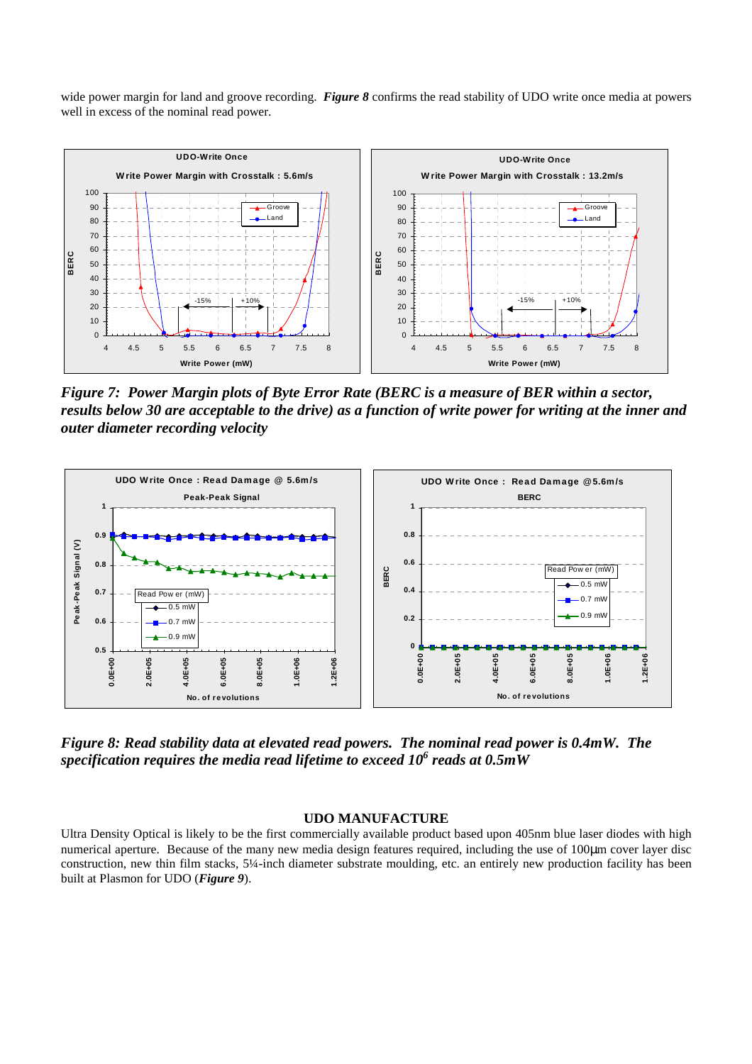wide power margin for land and groove recording. ***Figure 8*** confirms the read stability of UDO write once media at powers well in excess of the nominal read power.

***Figure 7: Power Margin plots of Byte Error Rate (BERC is a measure of BER within a sector, results below 30 are acceptable to the drive) as a function of write power for writing at the inner and outer diameter recording velocity***

***Figure 8: Read stability data at elevated read powers. The nominal read power is 0.4mW. The specification requires the media read lifetime to exceed $10^6$ reads at 0.5mW***

## UDO MANUFACTURE

Ultra Density Optical is likely to be the first commercially available product based upon 405nm blue laser diodes with high numerical aperture. Because of the many new media design features required, including the use of 100μm cover layer disc construction, new thin film stacks, 5¼-inch diameter substrate moulding, etc. an entirely new production facility has been built at Plasmon for UDO (***Figure 9***).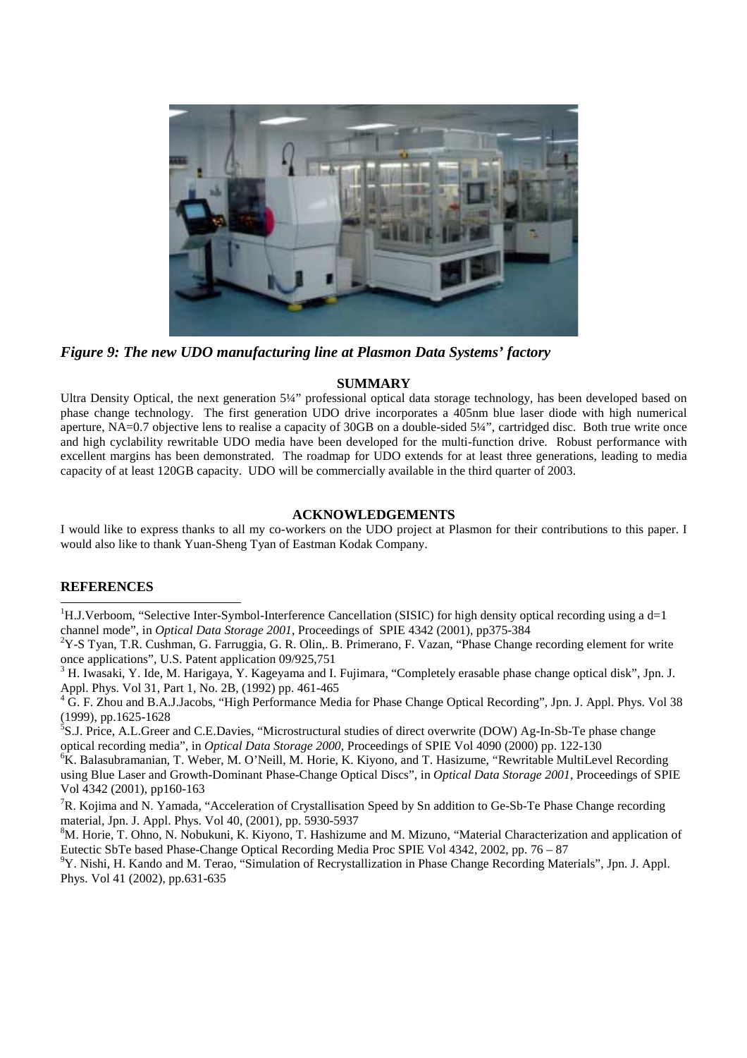*Figure 9: The new UDO manufacturing line at Plasmon Data Systems' factory*

## SUMMARY

Ultra Density Optical, the next generation 5¼" professional optical data storage technology, has been developed based on phase change technology. The first generation UDO drive incorporates a 405nm blue laser diode with high numerical aperture, NA=0.7 objective lens to realise a capacity of 30GB on a double-sided 5¼", cartridged disc. Both true write once and high cyclability rewritable UDO media have been developed for the multi-function drive. Robust performance with excellent margins has been demonstrated. The roadmap for UDO extends for at least three generations, leading to media capacity of at least 120GB capacity. UDO will be commercially available in the third quarter of 2003.

## ACKNOWLEDGEMENTS

I would like to express thanks to all my co-workers on the UDO project at Plasmon for their contributions to this paper. I would also like to thank Yuan-Sheng Tyan of Eastman Kodak Company.

## REFERENCES

[1] H.J.Verboom, "Selective Inter-Symbol-Interference Cancellation (SISIC) for high density optical recording using a d=1 channel mode", in *Optical Data Storage 2001*, Proceedings of SPIE 4342 (2001), pp375-384

[2] Y-S Tyan, T.R. Cushman, G. Farruggia, G. R. Olin,. B. Primerano, F. Vazan, "Phase Change recording element for write once applications", U.S. Patent application 09/925,751

[3] H. Iwasaki, Y. Ide, M. Harigaya, Y. Kageyama and I. Fujimara, "Completely erasable phase change optical disk", Jpn. J. Appl. Phys. Vol 31, Part 1, No. 2B, (1992) pp. 461-465

[4] G. F. Zhou and B.A.J.Jacobs, "High Performance Media for Phase Change Optical Recording", Jpn. J. Appl. Phys. Vol 38 (1999), pp.1625-1628

[5] S.J. Price, A.L.Greer and C.E.Davies, "Microstructural studies of direct overwrite (DOW) Ag-In-Sb-Te phase change optical recording media", in *Optical Data Storage 2000,* Proceedings of SPIE Vol 4090 (2000) pp. 122-130

[6] K. Balasubramanian, T. Weber, M. O'Neill, M. Horie, K. Kiyono, and T. Hasizume, "Rewritable MultiLevel Recording using Blue Laser and Growth-Dominant Phase-Change Optical Discs", in *Optical Data Storage 2001*, Proceedings of SPIE Vol 4342 (2001), pp160-163

[7] R. Kojima and N. Yamada, "Acceleration of Crystallisation Speed by Sn addition to Ge-Sb-Te Phase Change recording material, Jpn. J. Appl. Phys. Vol 40, (2001), pp. 5930-5937

[8] M. Horie, T. Ohno, N. Nobukuni, K. Kiyono, T. Hashizume and M. Mizuno, "Material Characterization and application of Eutectic SbTe based Phase-Change Optical Recording Media Proc SPIE Vol 4342, 2002, pp. 76 – 87

[9] Y. Nishi, H. Kando and M. Terao, "Simulation of Recrystallization in Phase Change Recording Materials", Jpn. J. Appl. Phys. Vol 41 (2002), pp.631-635